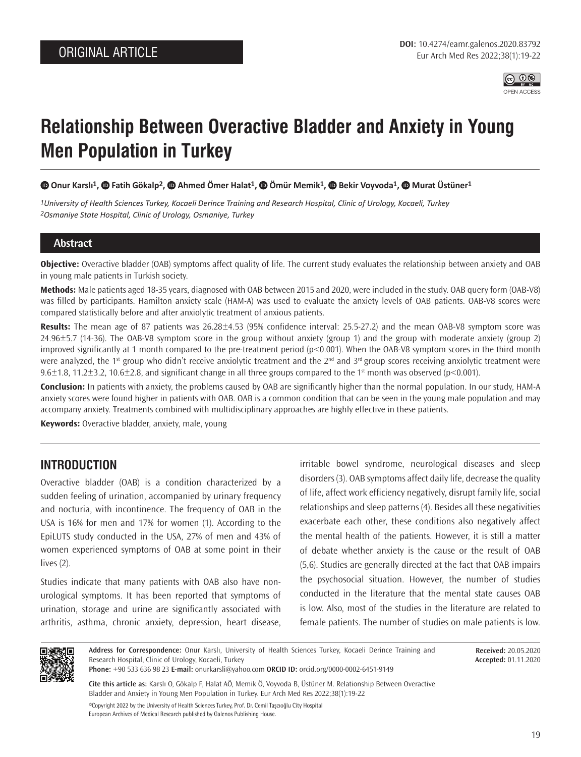ORIGINAL ARTICLE

# Relationship Between Overactive Bladder and Anxiety in Young Men Population in Turkey

**Onur Karslı[1], Fatih Gökalp[2], Ahmed Ömer Halat[1], Ömür Memik[1], Bekir Voyvoda[1], Murat Üstüner[1]**

[1]*University of Health Sciences Turkey, Kocaeli Derince Training and Research Hospital, Clinic of Urology, Kocaeli, Turkey*
[2]*Osmaniye State Hospital, Clinic of Urology, Osmaniye, Turkey*

## Abstract

**Objective:** Overactive bladder (OAB) symptoms affect quality of life. The current study evaluates the relationship between anxiety and OAB in young male patients in Turkish society.

**Methods:** Male patients aged 18-35 years, diagnosed with OAB between 2015 and 2020, were included in the study. OAB query form (OAB-V8) was filled by participants. Hamilton anxiety scale (HAM-A) was used to evaluate the anxiety levels of OAB patients. OAB-V8 scores were compared statistically before and after anxiolytic treatment of anxious patients.

**Results:** The mean age of 87 patients was 26.28±4.53 (95% confidence interval: 25.5-27.2) and the mean OAB-V8 symptom score was 24.96±5.7 (14-36). The OAB-V8 symptom score in the group without anxiety (group 1) and the group with moderate anxiety (group 2) improved significantly at 1 month compared to the pre-treatment period ($p<0.001$). When the OAB-V8 symptom scores in the third month were analyzed, the 1st group who didn't receive anxiolytic treatment and the 2nd and 3rd group scores receiving anxiolytic treatment were 9.6±1.8, 11.2±3.2, 10.6±2.8, and significant change in all three groups compared to the 1st month was observed ($p<0.001$).

**Conclusion:** In patients with anxiety, the problems caused by OAB are significantly higher than the normal population. In our study, HAM-A anxiety scores were found higher in patients with OAB. OAB is a common condition that can be seen in the young male population and may accompany anxiety. Treatments combined with multidisciplinary approaches are highly effective in these patients.

**Keywords:** Overactive bladder, anxiety, male, young

## INTRODUCTION

Overactive bladder (OAB) is a condition characterized by a sudden feeling of urination, accompanied by urinary frequency and nocturia, with incontinence. The frequency of OAB in the USA is 16% for men and 17% for women (1). According to the EpiLUTS study conducted in the USA, 27% of men and 43% of women experienced symptoms of OAB at some point in their lives (2).

Studies indicate that many patients with OAB also have non-urological symptoms. It has been reported that symptoms of urination, storage and urine are significantly associated with arthritis, asthma, chronic anxiety, depression, heart disease, irritable bowel syndrome, neurological diseases and sleep disorders (3). OAB symptoms affect daily life, decrease the quality of life, affect work efficiency negatively, disrupt family life, social relationships and sleep patterns (4). Besides all these negativities exacerbate each other, these conditions also negatively affect the mental health of the patients. However, it is still a matter of debate whether anxiety is the cause or the result of OAB (5,6). Studies are generally directed at the fact that OAB impairs the psychosocial situation. However, the number of studies conducted in the literature that the mental state causes OAB is low. Also, most of the studies in the literature are related to female patients. The number of studies on male patients is low.

**Address for Correspondence:** Onur Karslı, University of Health Sciences Turkey, Kocaeli Derince Training and Research Hospital, Clinic of Urology, Kocaeli, Turkey
**Phone:** +90 533 636 98 23 **E-mail:** onurkarsli@yahoo.com **ORCID ID:** orcid.org/0000-0002-6451-9149

**Received:** 20.05.2020
**Accepted:** 01.11.2020

**Cite this article as:** Karslı O, Gökalp F, Halat AÖ, Memik Ö, Voyvoda B, Üstüner M. Relationship Between Overactive Bladder and Anxiety in Young Men Population in Turkey. Eur Arch Med Res 2022;38(1):19-22

©Copyright 2022 by the University of Health Sciences Turkey, Prof. Dr. Cemil Taşcıoğlu City Hospital
European Archives of Medical Research published by Galenos Publishing House.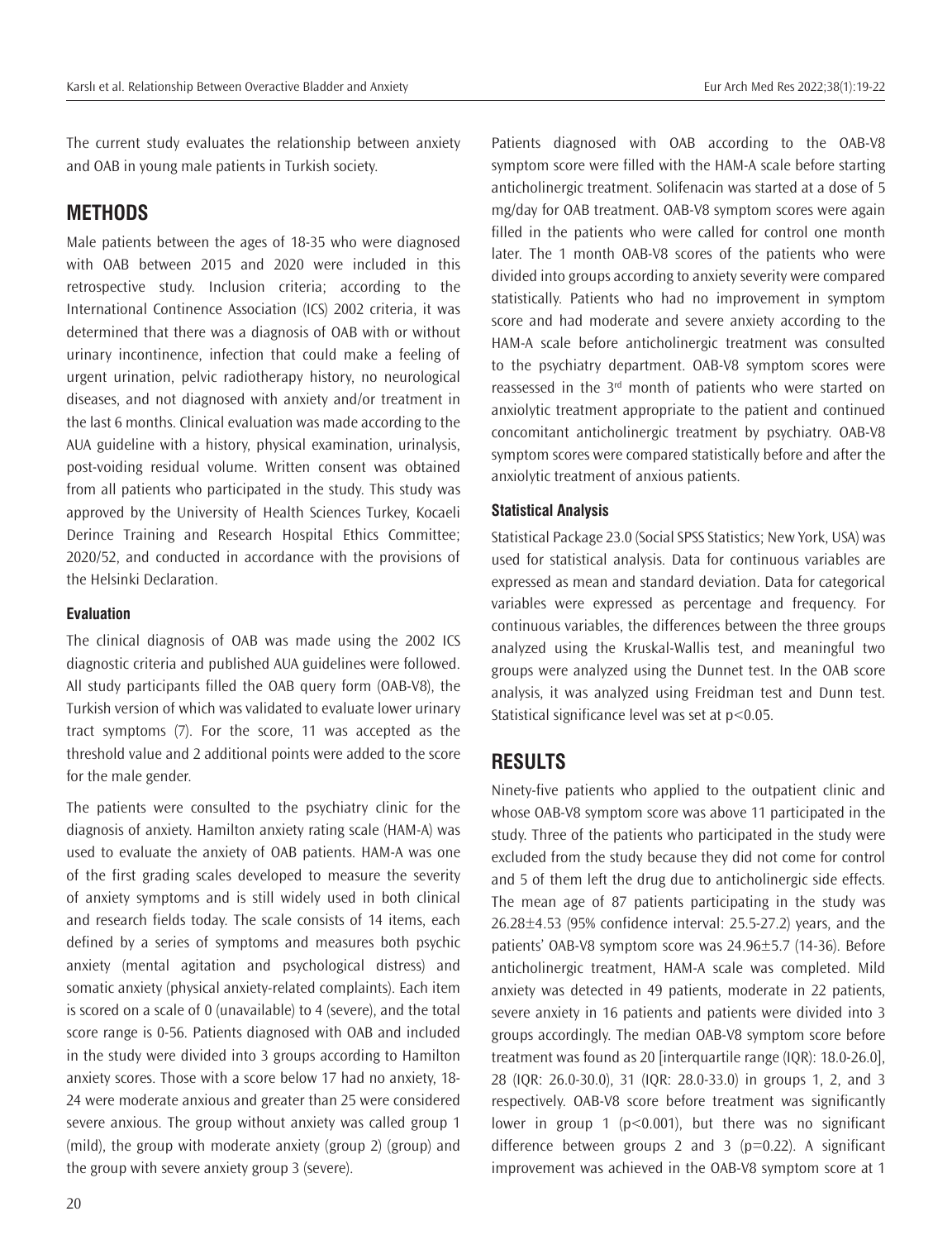The current study evaluates the relationship between anxiety and OAB in young male patients in Turkish society.

## METHODS

Male patients between the ages of 18-35 who were diagnosed with OAB between 2015 and 2020 were included in this retrospective study. Inclusion criteria; according to the International Continence Association (ICS) 2002 criteria, it was determined that there was a diagnosis of OAB with or without urinary incontinence, infection that could make a feeling of urgent urination, pelvic radiotherapy history, no neurological diseases, and not diagnosed with anxiety and/or treatment in the last 6 months. Clinical evaluation was made according to the AUA guideline with a history, physical examination, urinalysis, post-voiding residual volume. Written consent was obtained from all patients who participated in the study. This study was approved by the University of Health Sciences Turkey, Kocaeli Derince Training and Research Hospital Ethics Committee; 2020/52, and conducted in accordance with the provisions of the Helsinki Declaration.

### Evaluation

The clinical diagnosis of OAB was made using the 2002 ICS diagnostic criteria and published AUA guidelines were followed. All study participants filled the OAB query form (OAB-V8), the Turkish version of which was validated to evaluate lower urinary tract symptoms (7). For the score, 11 was accepted as the threshold value and 2 additional points were added to the score for the male gender.

The patients were consulted to the psychiatry clinic for the diagnosis of anxiety. Hamilton anxiety rating scale (HAM-A) was used to evaluate the anxiety of OAB patients. HAM-A was one of the first grading scales developed to measure the severity of anxiety symptoms and is still widely used in both clinical and research fields today. The scale consists of 14 items, each defined by a series of symptoms and measures both psychic anxiety (mental agitation and psychological distress) and somatic anxiety (physical anxiety-related complaints). Each item is scored on a scale of 0 (unavailable) to 4 (severe), and the total score range is 0-56. Patients diagnosed with OAB and included in the study were divided into 3 groups according to Hamilton anxiety scores. Those with a score below 17 had no anxiety, 18-24 were moderate anxious and greater than 25 were considered severe anxious. The group without anxiety was called group 1 (mild), the group with moderate anxiety (group 2) (group) and the group with severe anxiety group 3 (severe).

Patients diagnosed with OAB according to the OAB-V8 symptom score were filled with the HAM-A scale before starting anticholinergic treatment. Solifenacin was started at a dose of 5 mg/day for OAB treatment. OAB-V8 symptom scores were again filled in the patients who were called for control one month later. The 1 month OAB-V8 scores of the patients who were divided into groups according to anxiety severity were compared statistically. Patients who had no improvement in symptom score and had moderate and severe anxiety according to the HAM-A scale before anticholinergic treatment was consulted to the psychiatry department. OAB-V8 symptom scores were reassessed in the 3rd month of patients who were started on anxiolytic treatment appropriate to the patient and continued concomitant anticholinergic treatment by psychiatry. OAB-V8 symptom scores were compared statistically before and after the anxiolytic treatment of anxious patients.

### Statistical Analysis

Statistical Package 23.0 (Social SPSS Statistics; New York, USA) was used for statistical analysis. Data for continuous variables are expressed as mean and standard deviation. Data for categorical variables were expressed as percentage and frequency. For continuous variables, the differences between the three groups analyzed using the Kruskal-Wallis test, and meaningful two groups were analyzed using the Dunnet test. In the OAB score analysis, it was analyzed using Freidman test and Dunn test. Statistical significance level was set at $p<0.05$.

## RESULTS

Ninety-five patients who applied to the outpatient clinic and whose OAB-V8 symptom score was above 11 participated in the study. Three of the patients who participated in the study were excluded from the study because they did not come for control and 5 of them left the drug due to anticholinergic side effects. The mean age of 87 patients participating in the study was 26.28±4.53 (95% confidence interval: 25.5-27.2) years, and the patients' OAB-V8 symptom score was 24.96±5.7 (14-36). Before anticholinergic treatment, HAM-A scale was completed. Mild anxiety was detected in 49 patients, moderate in 22 patients, severe anxiety in 16 patients and patients were divided into 3 groups accordingly. The median OAB-V8 symptom score before treatment was found as 20 [interquartile range (IQR): 18.0-26.0], 28 (IQR: 26.0-30.0), 31 (IQR: 28.0-33.0) in groups 1, 2, and 3 respectively. OAB-V8 score before treatment was significantly lower in group 1 ($p<0.001$), but there was no significant difference between groups 2 and 3 ($p=0.22$). A significant improvement was achieved in the OAB-V8 symptom score at 1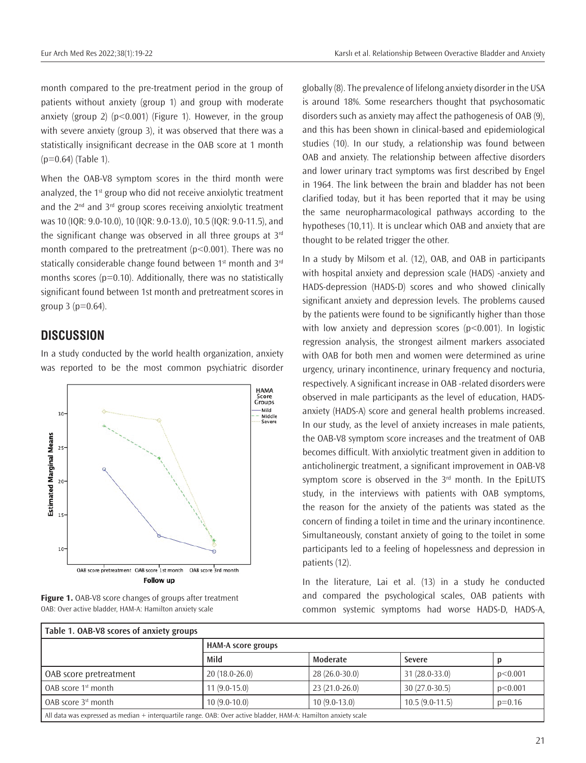month compared to the pre-treatment period in the group of patients without anxiety (group 1) and group with moderate anxiety (group 2) ($p<0.001$) (Figure 1). However, in the group with severe anxiety (group 3), it was observed that there was a statistically insignificant decrease in the OAB score at 1 month ($p=0.64$) (Table 1).

When the OAB-V8 symptom scores in the third month were analyzed, the 1st group who did not receive anxiolytic treatment and the 2nd and 3rd group scores receiving anxiolytic treatment was 10 (IQR: 9.0-10.0), 10 (IQR: 9.0-13.0), 10.5 (IQR: 9.0-11.5), and the significant change was observed in all three groups at 3rd month compared to the pretreatment ($p<0.001$). There was no statically considerable change found between 1st month and 3rd months scores ($p=0.10$). Additionally, there was no statistically significant found between 1st month and pretreatment scores in group 3 ($p=0.64$).

## DISCUSSION

In a study conducted by the world health organization, anxiety was reported to be the most common psychiatric disorder globally (8). The prevalence of lifelong anxiety disorder in the USA is around 18%. Some researchers thought that psychosomatic disorders such as anxiety may affect the pathogenesis of OAB (9), and this has been shown in clinical-based and epidemiological studies (10). In our study, a relationship was found between OAB and anxiety. The relationship between affective disorders and lower urinary tract symptoms was first described by Engel in 1964. The link between the brain and bladder has not been clarified today, but it has been reported that it may be using the same neuropharmacological pathways according to the hypotheses (10,11). It is unclear which OAB and anxiety that are thought to be related trigger the other.

**Figure 1.** OAB-V8 score changes of groups after treatment
OAB: Over active bladder, HAM-A: Hamilton anxiety scale

In a study by Milsom et al. (12), OAB, and OAB in participants with hospital anxiety and depression scale (HADS) -anxiety and HADS-depression (HADS-D) scores and who showed clinically significant anxiety and depression levels. The problems caused by the patients were found to be significantly higher than those with low anxiety and depression scores ($p<0.001$). In logistic regression analysis, the strongest ailment markers associated with OAB for both men and women were determined as urine urgency, urinary incontinence, urinary frequency and nocturia, respectively. A significant increase in OAB -related disorders were observed in male participants as the level of education, HADS-anxiety (HADS-A) score and general health problems increased. In our study, as the level of anxiety increases in male patients, the OAB-V8 symptom score increases and the treatment of OAB becomes difficult. With anxiolytic treatment given in addition to anticholinergic treatment, a significant improvement in OAB-V8 symptom score is observed in the 3rd month. In the EpiLUTS study, in the interviews with patients with OAB symptoms, the reason for the anxiety of the patients was stated as the concern of finding a toilet in time and the urinary incontinence. Simultaneously, constant anxiety of going to the toilet in some participants led to a feeling of hopelessness and depression in patients (12).

In the literature, Lai et al. (13) in a study he conducted and compared the psychological scales, OAB patients with common systemic symptoms had worse HADS-D, HADS-A,

**Table 1. OAB-V8 scores of anxiety groups**

| | HAM-A score groups | | | |
|---|---|---|---|---|
| | Mild | Moderate | Severe | p |
| OAB score pretreatment | 20 (18.0-26.0) | 28 (26.0-30.0) | 31 (28.0-33.0) | $p<0.001$ |
| OAB score 1st month | 11 (9.0-15.0) | 23 (21.0-26.0) | 30 (27.0-30.5) | $p<0.001$ |
| OAB score 3st month | 10 (9.0-10.0) | 10 (9.0-13.0) | 10.5 (9.0-11.5) | $p=0.16$ |

All data was expressed as median + interquartile range. OAB: Over active bladder, HAM-A: Hamilton anxiety scale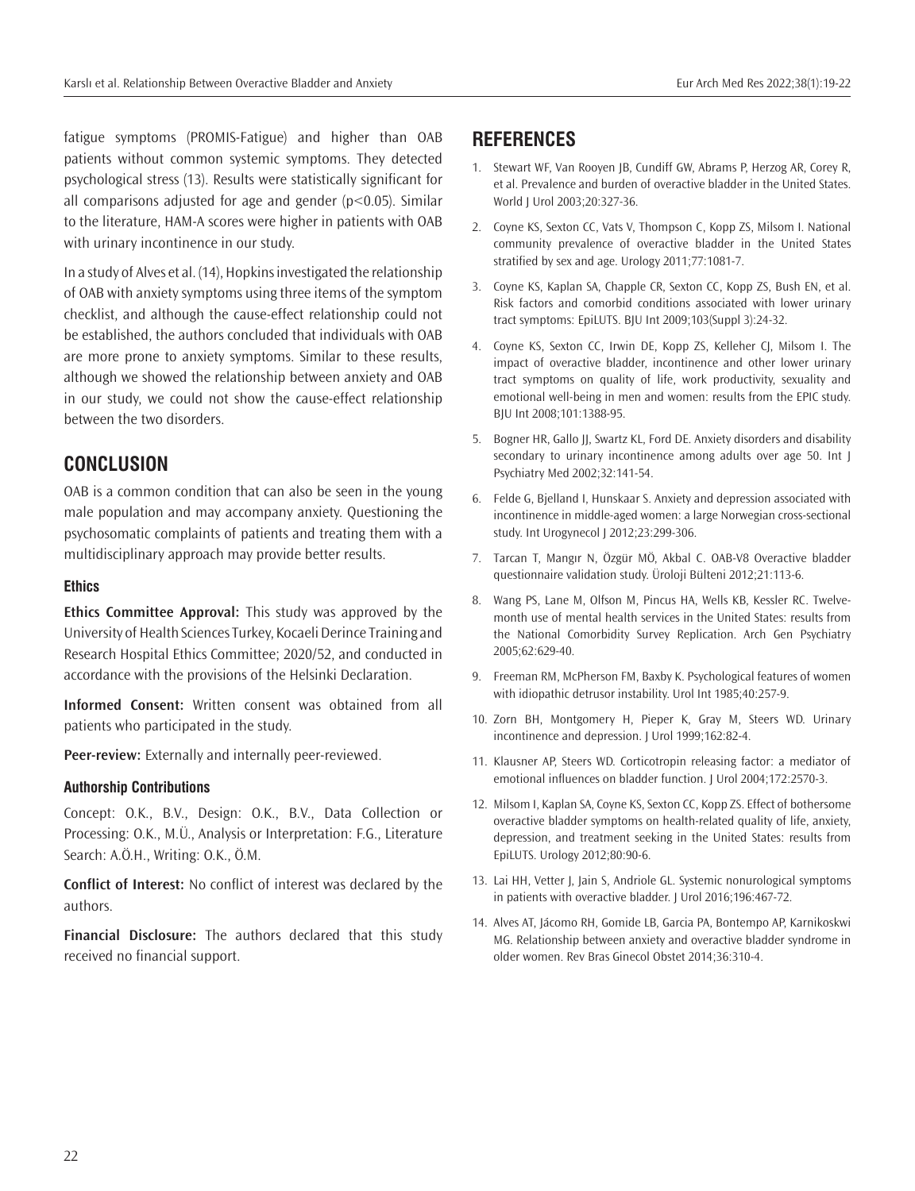fatigue symptoms (PROMIS-Fatigue) and higher than OAB patients without common systemic symptoms. They detected psychological stress (13). Results were statistically significant for all comparisons adjusted for age and gender ($p<0.05$). Similar to the literature, HAM-A scores were higher in patients with OAB with urinary incontinence in our study.

In a study of Alves et al. (14), Hopkins investigated the relationship of OAB with anxiety symptoms using three items of the symptom checklist, and although the cause-effect relationship could not be established, the authors concluded that individuals with OAB are more prone to anxiety symptoms. Similar to these results, although we showed the relationship between anxiety and OAB in our study, we could not show the cause-effect relationship between the two disorders.

## CONCLUSION

OAB is a common condition that can also be seen in the young male population and may accompany anxiety. Questioning the psychosomatic complaints of patients and treating them with a multidisciplinary approach may provide better results.

### Ethics

**Ethics Committee Approval:** This study was approved by the University of Health Sciences Turkey, Kocaeli Derince Training and Research Hospital Ethics Committee; 2020/52, and conducted in accordance with the provisions of the Helsinki Declaration.

**Informed Consent:** Written consent was obtained from all patients who participated in the study.

**Peer-review:** Externally and internally peer-reviewed.

### Authorship Contributions

Concept: O.K., B.V., Design: O.K., B.V., Data Collection or Processing: O.K., M.Ü., Analysis or Interpretation: F.G., Literature Search: A.Ö.H., Writing: O.K., Ö.M.

**Conflict of Interest:** No conflict of interest was declared by the authors.

**Financial Disclosure:** The authors declared that this study received no financial support.

## REFERENCES

1. Stewart WF, Van Rooyen JB, Cundiff GW, Abrams P, Herzog AR, Corey R, et al. Prevalence and burden of overactive bladder in the United States. World J Urol 2003;20:327-36.
2. Coyne KS, Sexton CC, Vats V, Thompson C, Kopp ZS, Milsom I. National community prevalence of overactive bladder in the United States stratified by sex and age. Urology 2011;77:1081-7.
3. Coyne KS, Kaplan SA, Chapple CR, Sexton CC, Kopp ZS, Bush EN, et al. Risk factors and comorbid conditions associated with lower urinary tract symptoms: EpiLUTS. BJU Int 2009;103(Suppl 3):24-32.
4. Coyne KS, Sexton CC, Irwin DE, Kopp ZS, Kelleher CJ, Milsom I. The impact of overactive bladder, incontinence and other lower urinary tract symptoms on quality of life, work productivity, sexuality and emotional well-being in men and women: results from the EPIC study. BJU Int 2008;101:1388-95.
5. Bogner HR, Gallo JJ, Swartz KL, Ford DE. Anxiety disorders and disability secondary to urinary incontinence among adults over age 50. Int J Psychiatry Med 2002;32:141-54.
6. Felde G, Bjelland I, Hunskaar S. Anxiety and depression associated with incontinence in middle-aged women: a large Norwegian cross-sectional study. Int Urogynecol J 2012;23:299-306.
7. Tarcan T, Mangır N, Özgür MÖ, Akbal C. OAB-V8 Overactive bladder questionnaire validation study. Üroloji Bülteni 2012;21:113-6.
8. Wang PS, Lane M, Olfson M, Pincus HA, Wells KB, Kessler RC. Twelve-month use of mental health services in the United States: results from the National Comorbidity Survey Replication. Arch Gen Psychiatry 2005;62:629-40.
9. Freeman RM, McPherson FM, Baxby K. Psychological features of women with idiopathic detrusor instability. Urol Int 1985;40:257-9.
10. Zorn BH, Montgomery H, Pieper K, Gray M, Steers WD. Urinary incontinence and depression. J Urol 1999;162:82-4.
11. Klausner AP, Steers WD. Corticotropin releasing factor: a mediator of emotional influences on bladder function. J Urol 2004;172:2570-3.
12. Milsom I, Kaplan SA, Coyne KS, Sexton CC, Kopp ZS. Effect of bothersome overactive bladder symptoms on health-related quality of life, anxiety, depression, and treatment seeking in the United States: results from EpiLUTS. Urology 2012;80:90-6.
13. Lai HH, Vetter J, Jain S, Andriole GL. Systemic nonurological symptoms in patients with overactive bladder. J Urol 2016;196:467-72.
14. Alves AT, Jácomo RH, Gomide LB, Garcia PA, Bontempo AP, Karnikoskwi MG. Relationship between anxiety and overactive bladder syndrome in older women. Rev Bras Ginecol Obstet 2014;36:310-4.